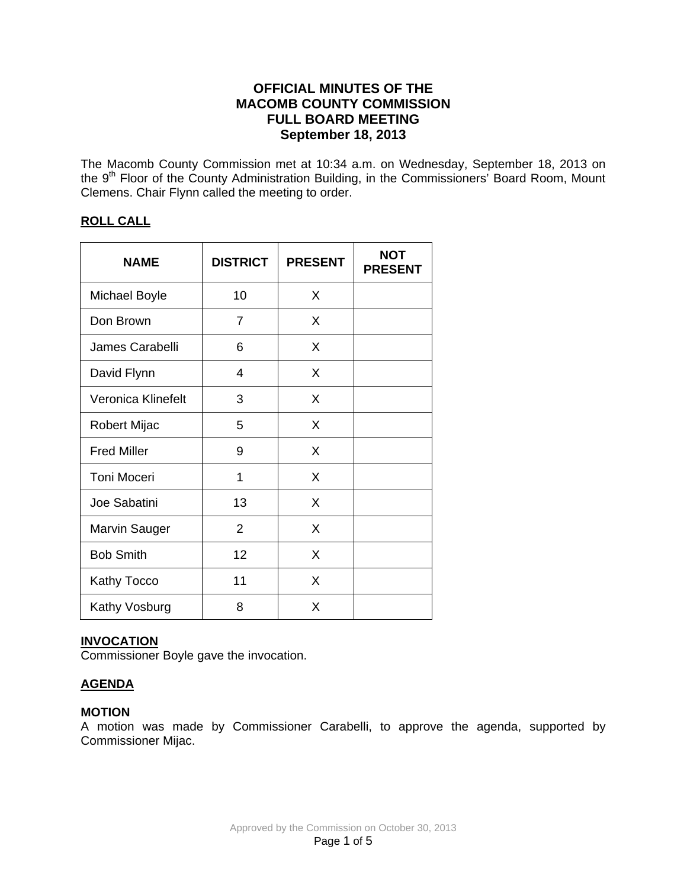# OFFICIAL MINUTES OF THE MACOMB COUNTY COMMISSION FULL BOARD MEETING September 18, 2013

The Macomb County Commission met at 10:34 a.m. on Wednesday, September 18, 2013 on the 9th Floor of the County Administration Building, in the Commissioners' Board Room, Mount Clemens. Chair Flynn called the meeting to order.

## ROLL CALL

| NAME | DISTRICT | PRESENT | NOT PRESENT |
|---|---|---|---|
| Michael Boyle | 10 | X | |
| Don Brown | 7 | X | |
| James Carabelli | 6 | X | |
| David Flynn | 4 | X | |
| Veronica Klinefelt | 3 | X | |
| Robert Mijac | 5 | X | |
| Fred Miller | 9 | X | |
| Toni Moceri | 1 | X | |
| Joe Sabatini | 13 | X | |
| Marvin Sauger | 2 | X | |
| Bob Smith | 12 | X | |
| Kathy Tocco | 11 | X | |
| Kathy Vosburg | 8 | X | |

## INVOCATION

Commissioner Boyle gave the invocation.

## AGENDA

### MOTION

A motion was made by Commissioner Carabelli, to approve the agenda, supported by Commissioner Mijac.

Approved by the Commission on October 30, 2013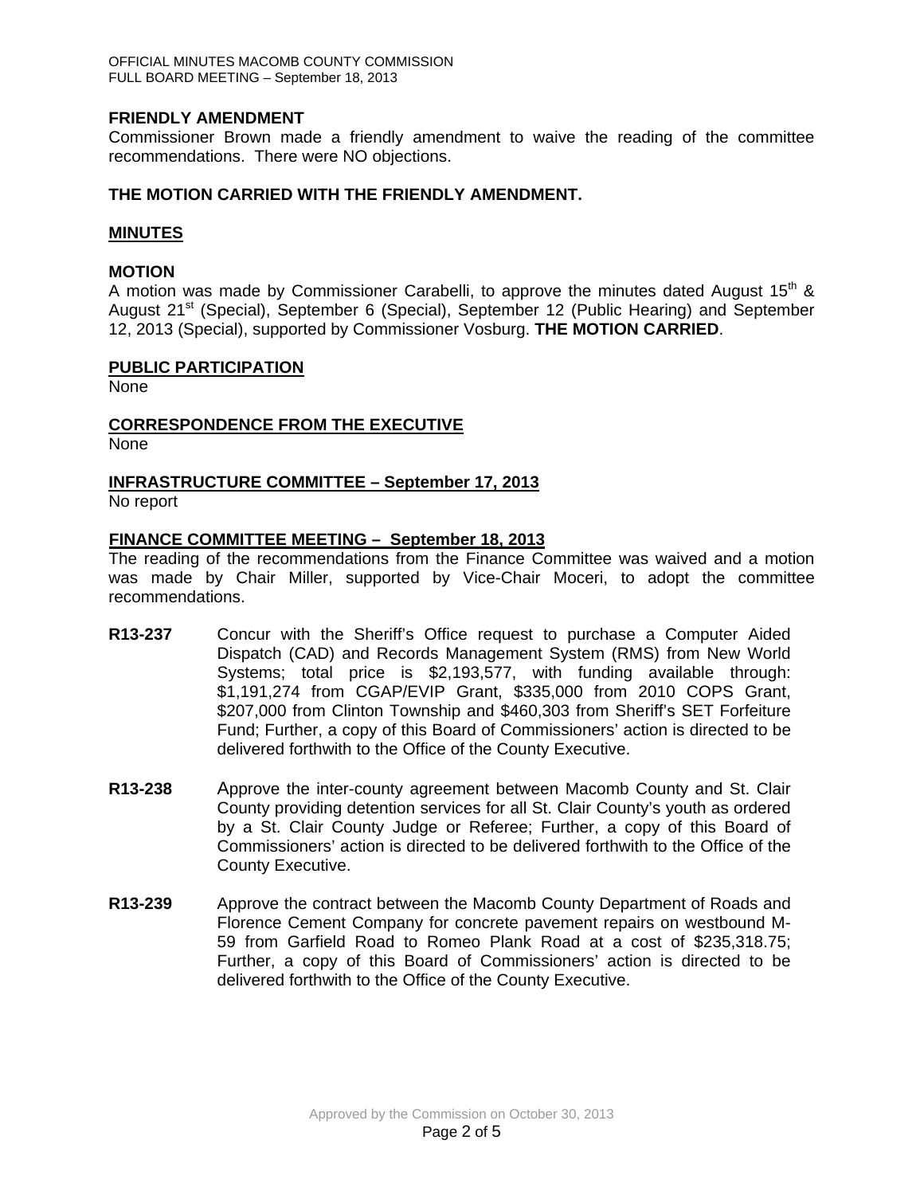**FRIENDLY AMENDMENT**

Commissioner Brown made a friendly amendment to waive the reading of the committee recommendations. There were NO objections.

**THE MOTION CARRIED WITH THE FRIENDLY AMENDMENT.**

**MINUTES**

**MOTION**

A motion was made by Commissioner Carabelli, to approve the minutes dated August 15th & August 21st (Special), September 6 (Special), September 12 (Public Hearing) and September 12, 2013 (Special), supported by Commissioner Vosburg. **THE MOTION CARRIED**.

**PUBLIC PARTICIPATION**

None

**CORRESPONDENCE FROM THE EXECUTIVE**

None

**INFRASTRUCTURE COMMITTEE – September 17, 2013**

No report

**FINANCE COMMITTEE MEETING – September 18, 2013**

The reading of the recommendations from the Finance Committee was waived and a motion was made by Chair Miller, supported by Vice-Chair Moceri, to adopt the committee recommendations.

**R13-237** Concur with the Sheriff's Office request to purchase a Computer Aided Dispatch (CAD) and Records Management System (RMS) from New World Systems; total price is $2,193,577, with funding available through: $1,191,274 from CGAP/EVIP Grant, $335,000 from 2010 COPS Grant, $207,000 from Clinton Township and $460,303 from Sheriff's SET Forfeiture Fund; Further, a copy of this Board of Commissioners' action is directed to be delivered forthwith to the Office of the County Executive.

**R13-238** Approve the inter-county agreement between Macomb County and St. Clair County providing detention services for all St. Clair County's youth as ordered by a St. Clair County Judge or Referee; Further, a copy of this Board of Commissioners' action is directed to be delivered forthwith to the Office of the County Executive.

**R13-239** Approve the contract between the Macomb County Department of Roads and Florence Cement Company for concrete pavement repairs on westbound M-59 from Garfield Road to Romeo Plank Road at a cost of $235,318.75; Further, a copy of this Board of Commissioners' action is directed to be delivered forthwith to the Office of the County Executive.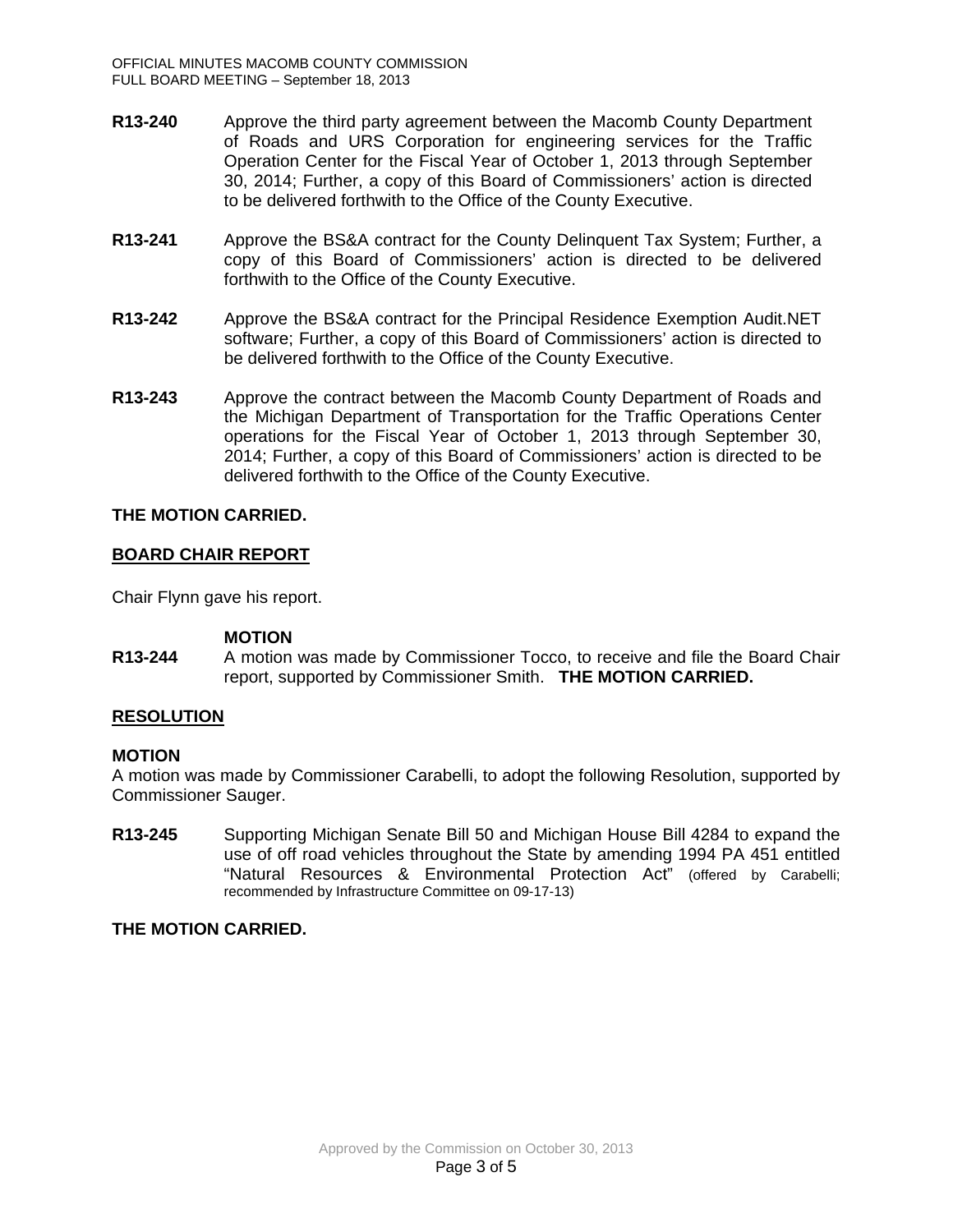**R13-240** Approve the third party agreement between the Macomb County Department of Roads and URS Corporation for engineering services for the Traffic Operation Center for the Fiscal Year of October 1, 2013 through September 30, 2014; Further, a copy of this Board of Commissioners' action is directed to be delivered forthwith to the Office of the County Executive.

**R13-241** Approve the BS&A contract for the County Delinquent Tax System; Further, a copy of this Board of Commissioners' action is directed to be delivered forthwith to the Office of the County Executive.

**R13-242** Approve the BS&A contract for the Principal Residence Exemption Audit.NET software; Further, a copy of this Board of Commissioners' action is directed to be delivered forthwith to the Office of the County Executive.

**R13-243** Approve the contract between the Macomb County Department of Roads and the Michigan Department of Transportation for the Traffic Operations Center operations for the Fiscal Year of October 1, 2013 through September 30, 2014; Further, a copy of this Board of Commissioners' action is directed to be delivered forthwith to the Office of the County Executive.

**THE MOTION CARRIED.**

## BOARD CHAIR REPORT

Chair Flynn gave his report.

**MOTION**

**R13-244** A motion was made by Commissioner Tocco, to receive and file the Board Chair report, supported by Commissioner Smith. **THE MOTION CARRIED.**

## RESOLUTION

**MOTION**

A motion was made by Commissioner Carabelli, to adopt the following Resolution, supported by Commissioner Sauger.

**R13-245** Supporting Michigan Senate Bill 50 and Michigan House Bill 4284 to expand the use of off road vehicles throughout the State by amending 1994 PA 451 entitled "Natural Resources & Environmental Protection Act" (offered by Carabelli; recommended by Infrastructure Committee on 09-17-13)

**THE MOTION CARRIED.**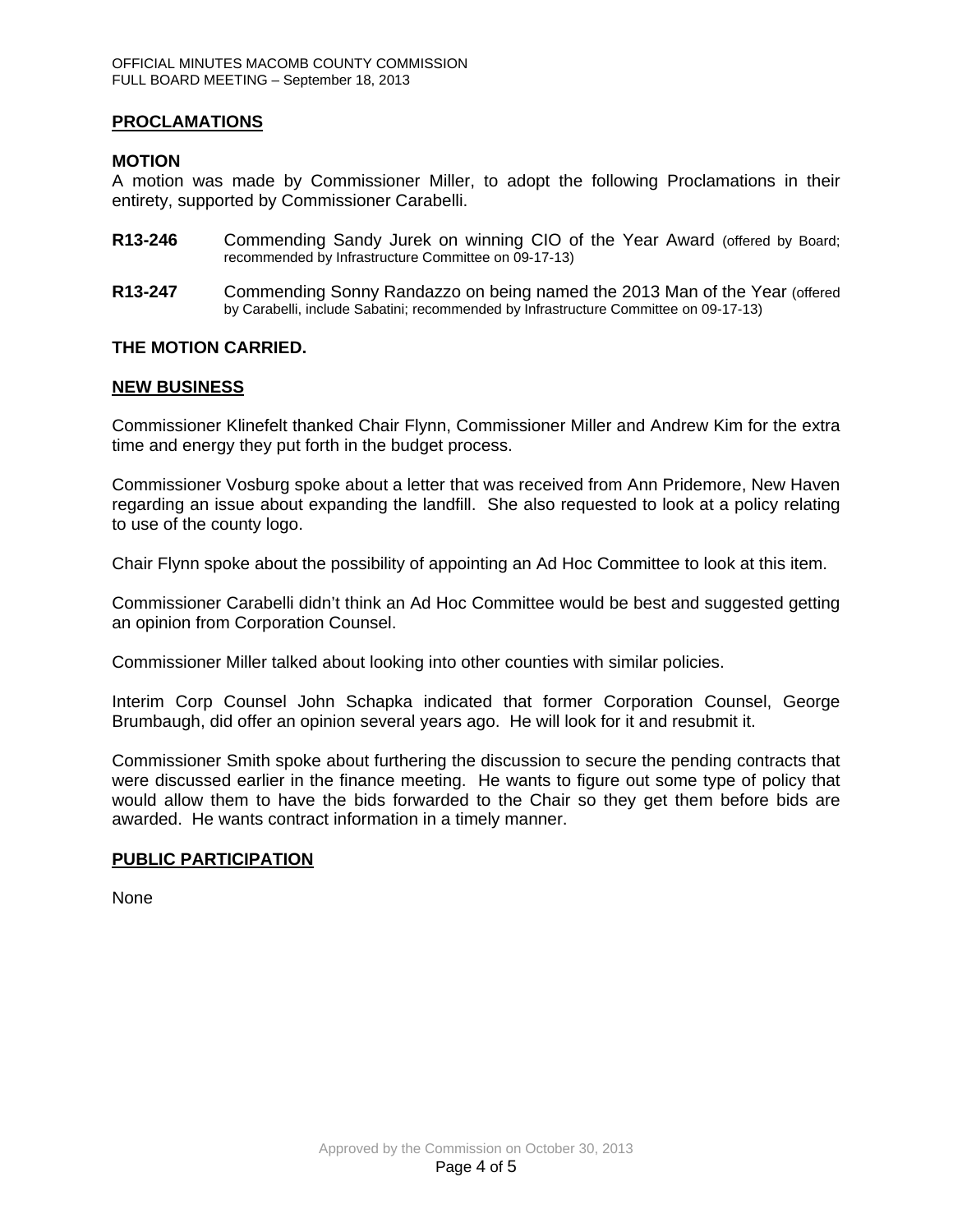## PROCLAMATIONS

### MOTION

A motion was made by Commissioner Miller, to adopt the following Proclamations in their entirety, supported by Commissioner Carabelli.

**R13-246** Commending Sandy Jurek on winning CIO of the Year Award (offered by Board; recommended by Infrastructure Committee on 09-17-13)

**R13-247** Commending Sonny Randazzo on being named the 2013 Man of the Year (offered by Carabelli, include Sabatini; recommended by Infrastructure Committee on 09-17-13)

**THE MOTION CARRIED.**

## NEW BUSINESS

Commissioner Klinefelt thanked Chair Flynn, Commissioner Miller and Andrew Kim for the extra time and energy they put forth in the budget process.

Commissioner Vosburg spoke about a letter that was received from Ann Pridemore, New Haven regarding an issue about expanding the landfill. She also requested to look at a policy relating to use of the county logo.

Chair Flynn spoke about the possibility of appointing an Ad Hoc Committee to look at this item.

Commissioner Carabelli didn't think an Ad Hoc Committee would be best and suggested getting an opinion from Corporation Counsel.

Commissioner Miller talked about looking into other counties with similar policies.

Interim Corp Counsel John Schapka indicated that former Corporation Counsel, George Brumbaugh, did offer an opinion several years ago. He will look for it and resubmit it.

Commissioner Smith spoke about furthering the discussion to secure the pending contracts that were discussed earlier in the finance meeting. He wants to figure out some type of policy that would allow them to have the bids forwarded to the Chair so they get them before bids are awarded. He wants contract information in a timely manner.

## PUBLIC PARTICIPATION

None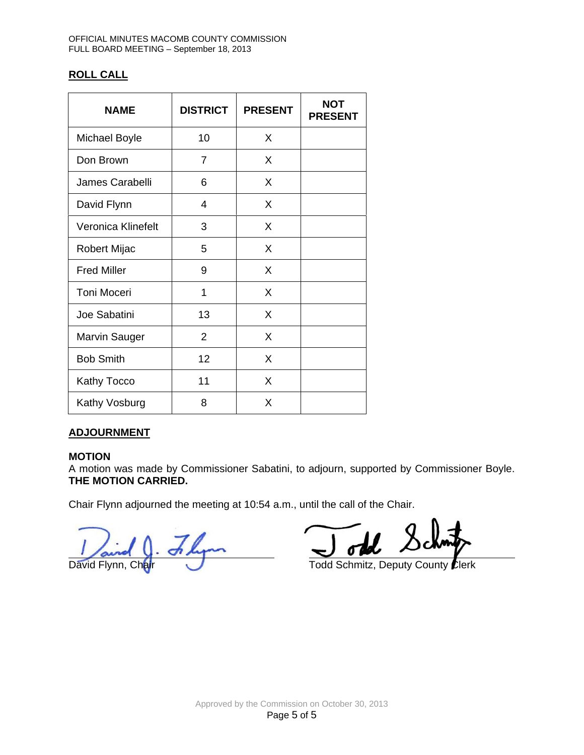## ROLL CALL

| NAME | DISTRICT | PRESENT | NOT PRESENT |
|---|---|---|---|
| Michael Boyle | 10 | X | |
| Don Brown | 7 | X | |
| James Carabelli | 6 | X | |
| David Flynn | 4 | X | |
| Veronica Klinefelt | 3 | X | |
| Robert Mijac | 5 | X | |
| Fred Miller | 9 | X | |
| Toni Moceri | 1 | X | |
| Joe Sabatini | 13 | X | |
| Marvin Sauger | 2 | X | |
| Bob Smith | 12 | X | |
| Kathy Tocco | 11 | X | |
| Kathy Vosburg | 8 | X | |

## ADJOURNMENT

**MOTION**
A motion was made by Commissioner Sabatini, to adjourn, supported by Commissioner Boyle.
**THE MOTION CARRIED.**

Chair Flynn adjourned the meeting at 10:54 a.m., until the call of the Chair.

David Flynn, Chair

Todd Schmitz, Deputy County Clerk

Approved by the Commission on October 30, 2013